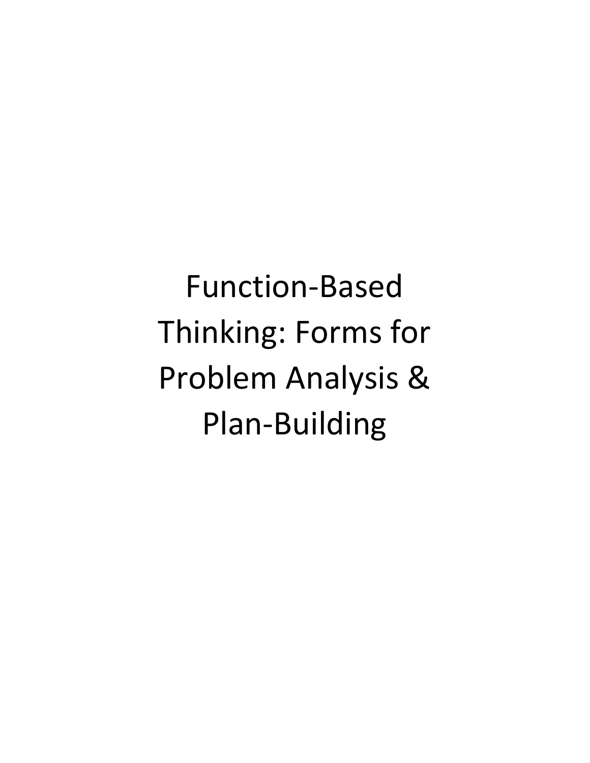# Function-Based Thinking: Forms for Problem Analysis & Plan-Building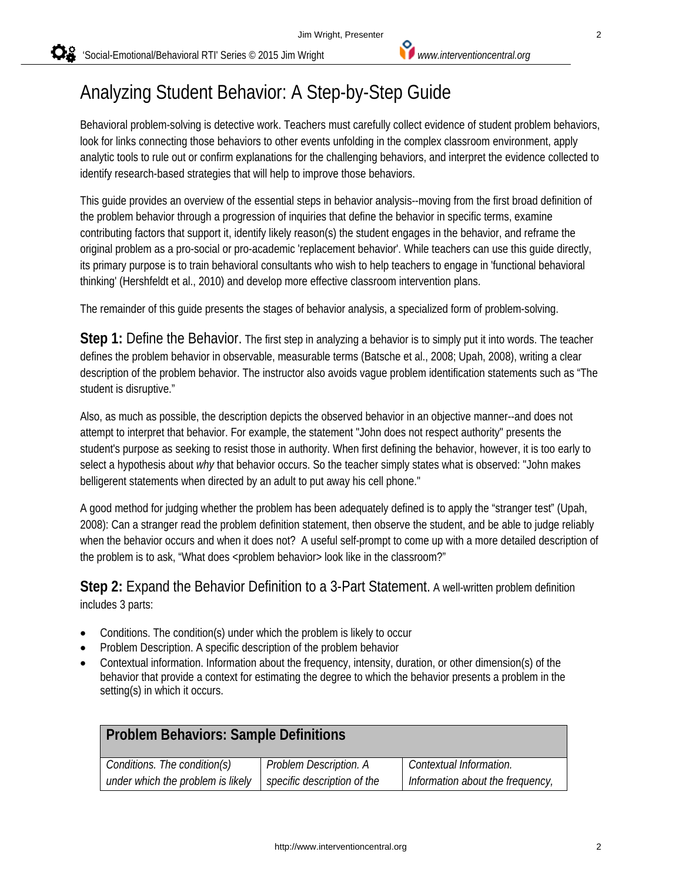# Analyzing Student Behavior: A Step-by-Step Guide

Behavioral problem-solving is detective work. Teachers must carefully collect evidence of student problem behaviors, look for links connecting those behaviors to other events unfolding in the complex classroom environment, apply analytic tools to rule out or confirm explanations for the challenging behaviors, and interpret the evidence collected to identify research-based strategies that will help to improve those behaviors.

This guide provides an overview of the essential steps in behavior analysis--moving from the first broad definition of the problem behavior through a progression of inquiries that define the behavior in specific terms, examine contributing factors that support it, identify likely reason(s) the student engages in the behavior, and reframe the original problem as a pro-social or pro-academic 'replacement behavior'. While teachers can use this guide directly, its primary purpose is to train behavioral consultants who wish to help teachers to engage in 'functional behavioral thinking' (Hershfeldt et al., 2010) and develop more effective classroom intervention plans.

The remainder of this guide presents the stages of behavior analysis, a specialized form of problem-solving.

**Step 1:** Define the Behavior. The first step in analyzing a behavior is to simply put it into words. The teacher defines the problem behavior in observable, measurable terms (Batsche et al., 2008; Upah, 2008), writing a clear description of the problem behavior. The instructor also avoids vague problem identification statements such as “The student is disruptive.”

Also, as much as possible, the description depicts the observed behavior in an objective manner--and does not attempt to interpret that behavior. For example, the statement "John does not respect authority" presents the student's purpose as seeking to resist those in authority. When first defining the behavior, however, it is too early to select a hypothesis about *why* that behavior occurs. So the teacher simply states what is observed: "John makes belligerent statements when directed by an adult to put away his cell phone."

A good method for judging whether the problem has been adequately defined is to apply the “stranger test” (Upah, 2008): Can a stranger read the problem definition statement, then observe the student, and be able to judge reliably when the behavior occurs and when it does not? A useful self-prompt to come up with a more detailed description of the problem is to ask, “What does <problem behavior> look like in the classroom?”

**Step 2:** Expand the Behavior Definition to a 3-Part Statement. A well-written problem definition includes 3 parts:

- Conditions. The condition(s) under which the problem is likely to occur
- Problem Description. A specific description of the problem behavior
- Contextual information. Information about the frequency, intensity, duration, or other dimension(s) of the behavior that provide a context for estimating the degree to which the behavior presents a problem in the setting(s) in which it occurs.

| **Problem Behaviors: Sample Definitions** | | |
|---|---|---|
| *Conditions. The condition(s) under which the problem is likely* | *Problem Description. A specific description of the* | *Contextual Information. Information about the frequency,* |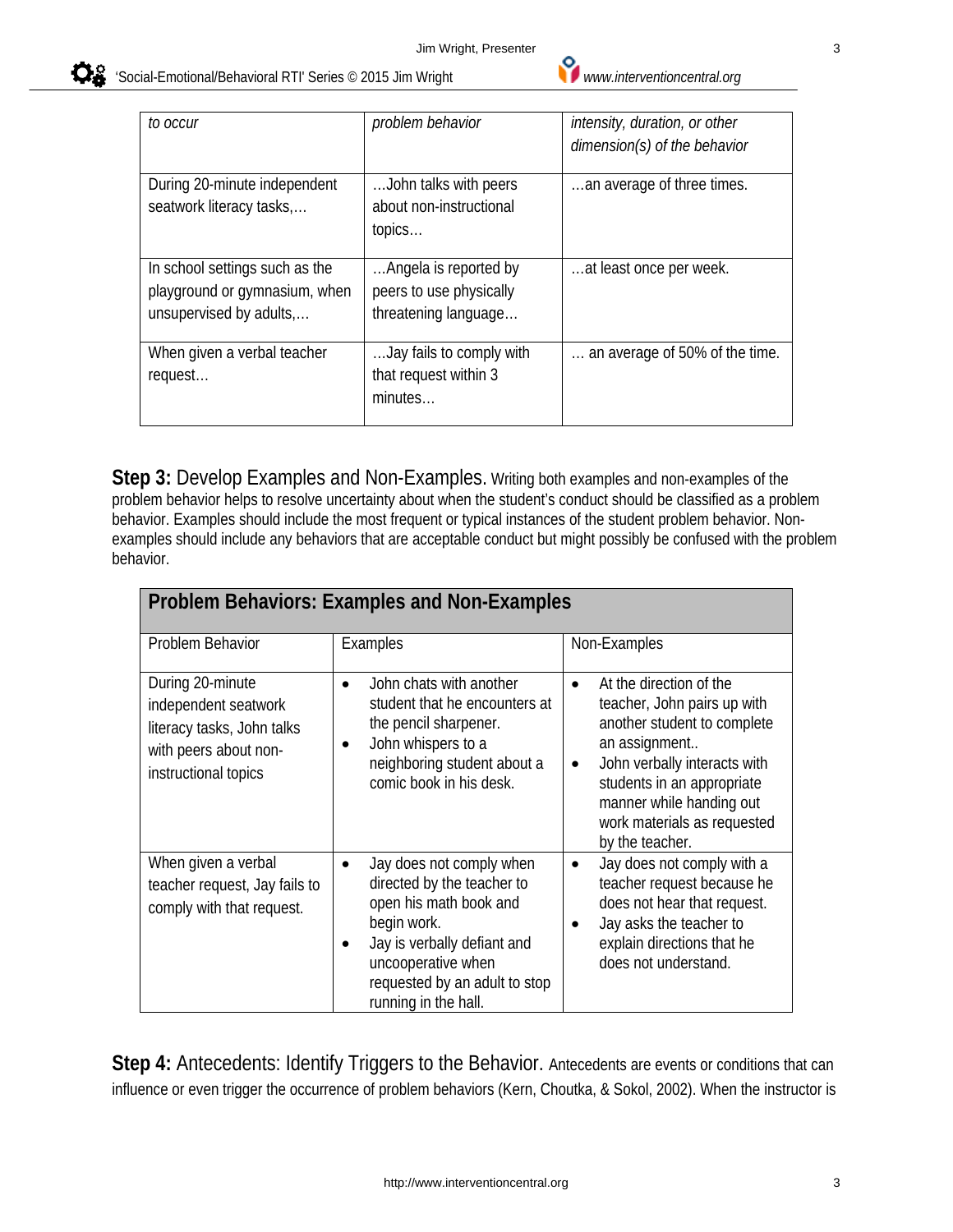| *to occur* | *problem behavior* | *intensity, duration, or other dimension(s) of the behavior* |
|---|---|---|
| During 20-minute independent seatwork literacy tasks,… | …John talks with peers about non-instructional topics… | …an average of three times. |
| In school settings such as the playground or gymnasium, when unsupervised by adults,… | …Angela is reported by peers to use physically threatening language… | …at least once per week. |
| When given a verbal teacher request… | …Jay fails to comply with that request within 3 minutes… | … an average of 50% of the time. |

**Step 3:** Develop Examples and Non-Examples. Writing both examples and non-examples of the problem behavior helps to resolve uncertainty about when the student's conduct should be classified as a problem behavior. Examples should include the most frequent or typical instances of the student problem behavior. Non-examples should include any behaviors that are acceptable conduct but might possibly be confused with the problem behavior.

| **Problem Behaviors: Examples and Non-Examples** | | |
|---|---|---|
| Problem Behavior | Examples | Non-Examples |
| During 20-minute independent seatwork literacy tasks, John talks with peers about non-instructional topics | • John chats with another student that he encounters at the pencil sharpener. • John whispers to a neighboring student about a comic book in his desk. | • At the direction of the teacher, John pairs up with another student to complete an assignment.. • John verbally interacts with students in an appropriate manner while handing out work materials as requested by the teacher. |
| When given a verbal teacher request, Jay fails to comply with that request. | • Jay does not comply when directed by the teacher to open his math book and begin work. • Jay is verbally defiant and uncooperative when requested by an adult to stop running in the hall. | • Jay does not comply with a teacher request because he does not hear that request. • Jay asks the teacher to explain directions that he does not understand. |

**Step 4:** Antecedents: Identify Triggers to the Behavior. Antecedents are events or conditions that can influence or even trigger the occurrence of problem behaviors (Kern, Choutka, & Sokol, 2002). When the instructor is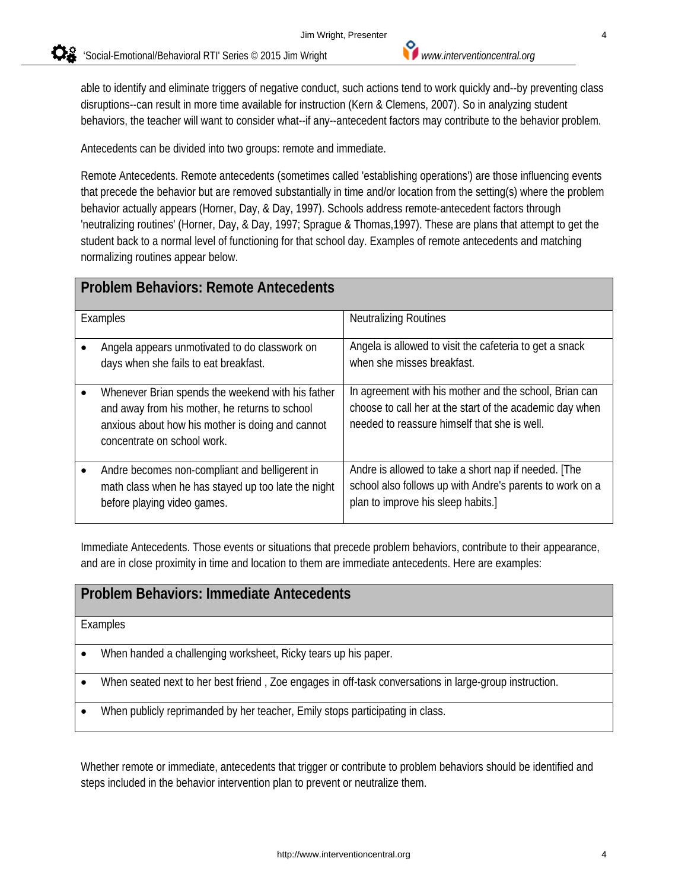able to identify and eliminate triggers of negative conduct, such actions tend to work quickly and--by preventing class disruptions--can result in more time available for instruction (Kern & Clemens, 2007). So in analyzing student behaviors, the teacher will want to consider what--if any--antecedent factors may contribute to the behavior problem.

Antecedents can be divided into two groups: remote and immediate.

Remote Antecedents. Remote antecedents (sometimes called 'establishing operations') are those influencing events that precede the behavior but are removed substantially in time and/or location from the setting(s) where the problem behavior actually appears (Horner, Day, & Day, 1997). Schools address remote-antecedent factors through 'neutralizing routines' (Horner, Day, & Day, 1997; Sprague & Thomas,1997). These are plans that attempt to get the student back to a normal level of functioning for that school day. Examples of remote antecedents and matching normalizing routines appear below.

| **Problem Behaviors: Remote Antecedents** | |
|---|---|
| Examples | Neutralizing Routines |
| • Angela appears unmotivated to do classwork on days when she fails to eat breakfast. | Angela is allowed to visit the cafeteria to get a snack when she misses breakfast. |
| • Whenever Brian spends the weekend with his father and away from his mother, he returns to school anxious about how his mother is doing and cannot concentrate on school work. | In agreement with his mother and the school, Brian can choose to call her at the start of the academic day when needed to reassure himself that she is well. |
| • Andre becomes non-compliant and belligerent in math class when he has stayed up too late the night before playing video games. | Andre is allowed to take a short nap if needed. [The school also follows up with Andre's parents to work on a plan to improve his sleep habits.] |

Immediate Antecedents. Those events or situations that precede problem behaviors, contribute to their appearance, and are in close proximity in time and location to them are immediate antecedents. Here are examples:

| **Problem Behaviors: Immediate Antecedents** |
|---|
| Examples |
| • When handed a challenging worksheet, Ricky tears up his paper. |
| • When seated next to her best friend , Zoe engages in off-task conversations in large-group instruction. |
| • When publicly reprimanded by her teacher, Emily stops participating in class. |

Whether remote or immediate, antecedents that trigger or contribute to problem behaviors should be identified and steps included in the behavior intervention plan to prevent or neutralize them.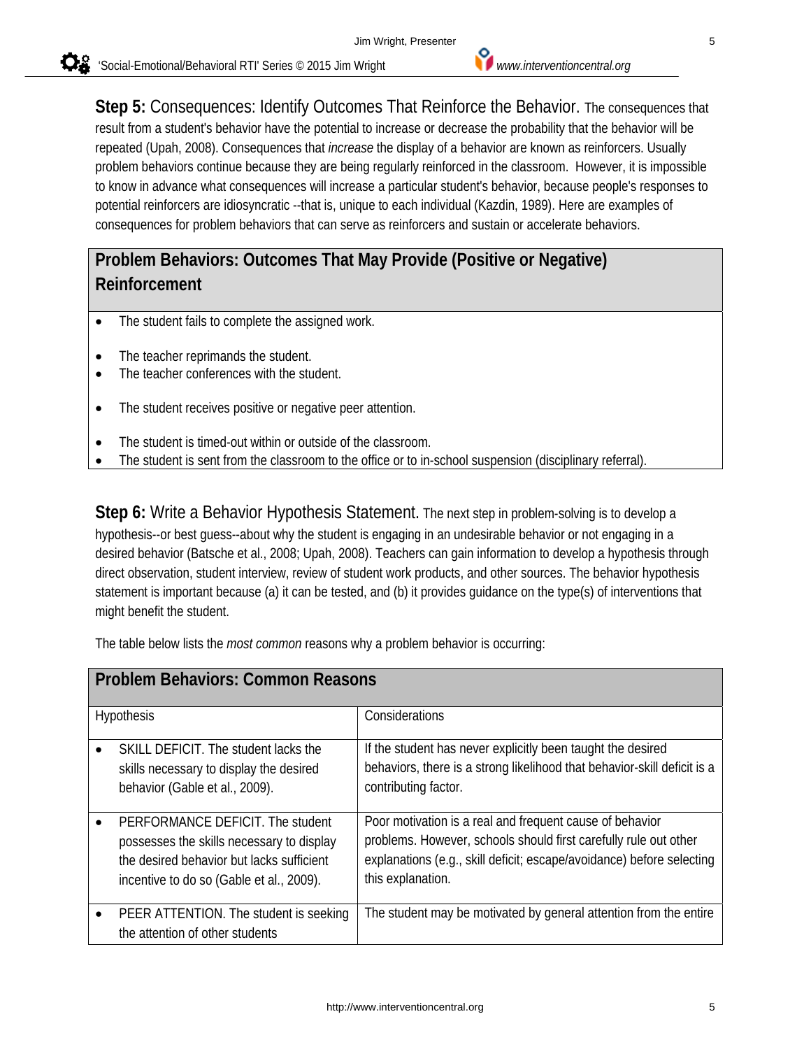**Step 5:** Consequences: Identify Outcomes That Reinforce the Behavior. The consequences that result from a student's behavior have the potential to increase or decrease the probability that the behavior will be repeated (Upah, 2008). Consequences that *increase* the display of a behavior are known as reinforcers. Usually problem behaviors continue because they are being regularly reinforced in the classroom. However, it is impossible to know in advance what consequences will increase a particular student's behavior, because people's responses to potential reinforcers are idiosyncratic --that is, unique to each individual (Kazdin, 1989). Here are examples of consequences for problem behaviors that can serve as reinforcers and sustain or accelerate behaviors.

| **Problem Behaviors: Outcomes That May Provide (Positive or Negative) Reinforcement** |
|---|
| • The student fails to complete the assigned work.<br><br>• The teacher reprimands the student.<br>• The teacher conferences with the student.<br><br>• The student receives positive or negative peer attention.<br><br>• The student is timed-out within or outside of the classroom.<br>• The student is sent from the classroom to the office or to in-school suspension (disciplinary referral). |

**Step 6:** Write a Behavior Hypothesis Statement. The next step in problem-solving is to develop a hypothesis--or best guess--about why the student is engaging in an undesirable behavior or not engaging in a desired behavior (Batsche et al., 2008; Upah, 2008). Teachers can gain information to develop a hypothesis through direct observation, student interview, review of student work products, and other sources. The behavior hypothesis statement is important because (a) it can be tested, and (b) it provides guidance on the type(s) of interventions that might benefit the student.

The table below lists the *most common* reasons why a problem behavior is occurring:

| **Problem Behaviors: Common Reasons** | |
|---|---|
| Hypothesis | Considerations |
| • SKILL DEFICIT. The student lacks the skills necessary to display the desired behavior (Gable et al., 2009). | If the student has never explicitly been taught the desired behaviors, there is a strong likelihood that behavior-skill deficit is a contributing factor. |
| • PERFORMANCE DEFICIT. The student possesses the skills necessary to display the desired behavior but lacks sufficient incentive to do so (Gable et al., 2009). | Poor motivation is a real and frequent cause of behavior problems. However, schools should first carefully rule out other explanations (e.g., skill deficit; escape/avoidance) before selecting this explanation. |
| • PEER ATTENTION. The student is seeking the attention of other students | The student may be motivated by general attention from the entire |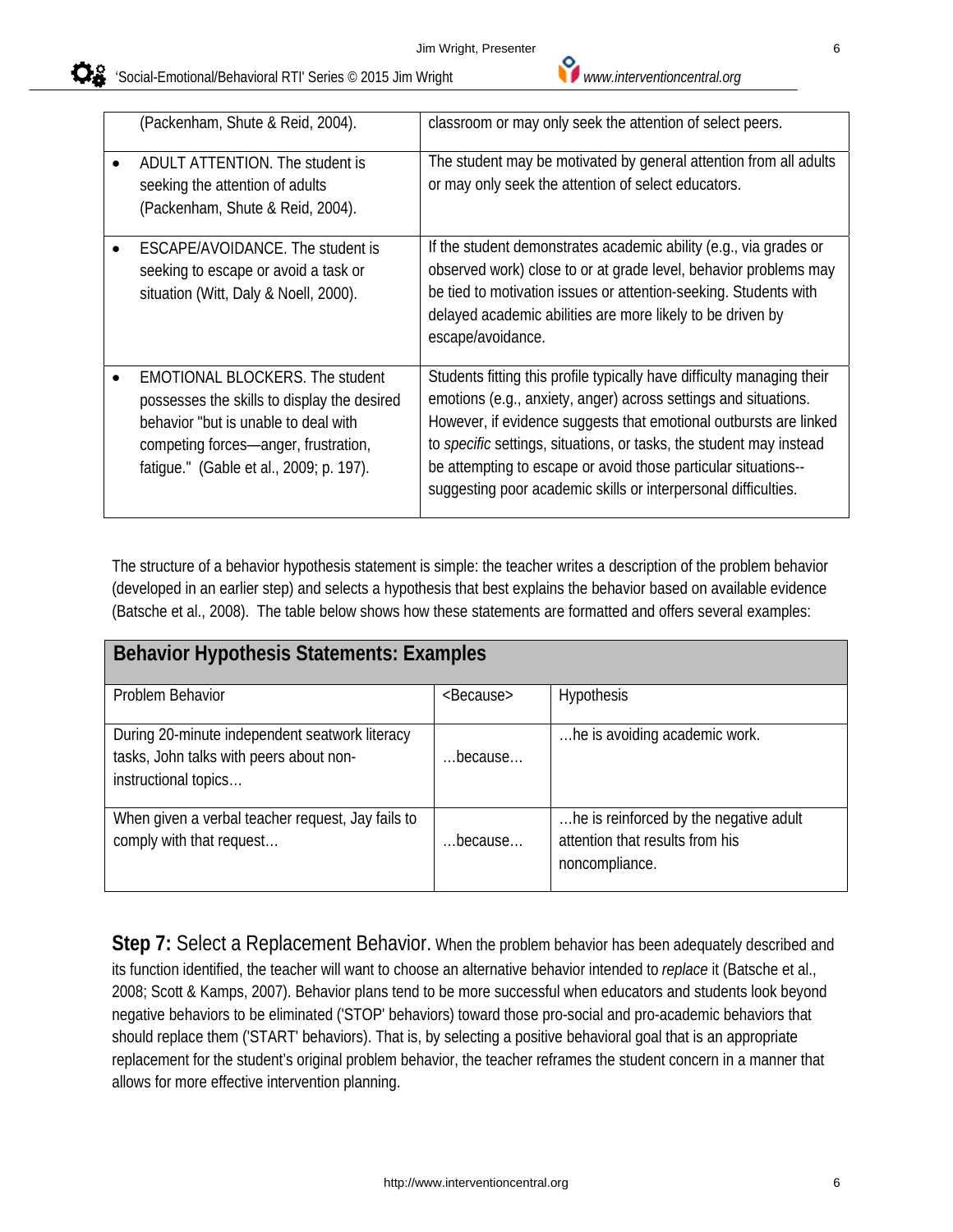| | |
|---|---|
| (Packenham, Shute & Reid, 2004). | classroom or may only seek the attention of select peers. |
| • ADULT ATTENTION. The student is seeking the attention of adults (Packenham, Shute & Reid, 2004). | The student may be motivated by general attention from all adults or may only seek the attention of select educators. |
| • ESCAPE/AVOIDANCE. The student is seeking to escape or avoid a task or situation (Witt, Daly & Noell, 2000). | If the student demonstrates academic ability (e.g., via grades or observed work) close to or at grade level, behavior problems may be tied to motivation issues or attention-seeking. Students with delayed academic abilities are more likely to be driven by escape/avoidance. |
| • EMOTIONAL BLOCKERS. The student possesses the skills to display the desired behavior "but is unable to deal with competing forces—anger, frustration, fatigue." (Gable et al., 2009; p. 197). | Students fitting this profile typically have difficulty managing their emotions (e.g., anxiety, anger) across settings and situations. However, if evidence suggests that emotional outbursts are linked to *specific* settings, situations, or tasks, the student may instead be attempting to escape or avoid those particular situations--suggesting poor academic skills or interpersonal difficulties. |

The structure of a behavior hypothesis statement is simple: the teacher writes a description of the problem behavior (developed in an earlier step) and selects a hypothesis that best explains the behavior based on available evidence (Batsche et al., 2008). The table below shows how these statements are formatted and offers several examples:

**Behavior Hypothesis Statements: Examples**

| Problem Behavior | <Because> | Hypothesis |
|---|---|---|
| During 20-minute independent seatwork literacy tasks, John talks with peers about non-instructional topics… | …because… | …he is avoiding academic work. |
| When given a verbal teacher request, Jay fails to comply with that request… | …because… | …he is reinforced by the negative adult attention that results from his noncompliance. |

**Step 7:** Select a Replacement Behavior. When the problem behavior has been adequately described and its function identified, the teacher will want to choose an alternative behavior intended to *replace* it (Batsche et al., 2008; Scott & Kamps, 2007). Behavior plans tend to be more successful when educators and students look beyond negative behaviors to be eliminated ('STOP' behaviors) toward those pro-social and pro-academic behaviors that should replace them ('START' behaviors). That is, by selecting a positive behavioral goal that is an appropriate replacement for the student's original problem behavior, the teacher reframes the student concern in a manner that allows for more effective intervention planning.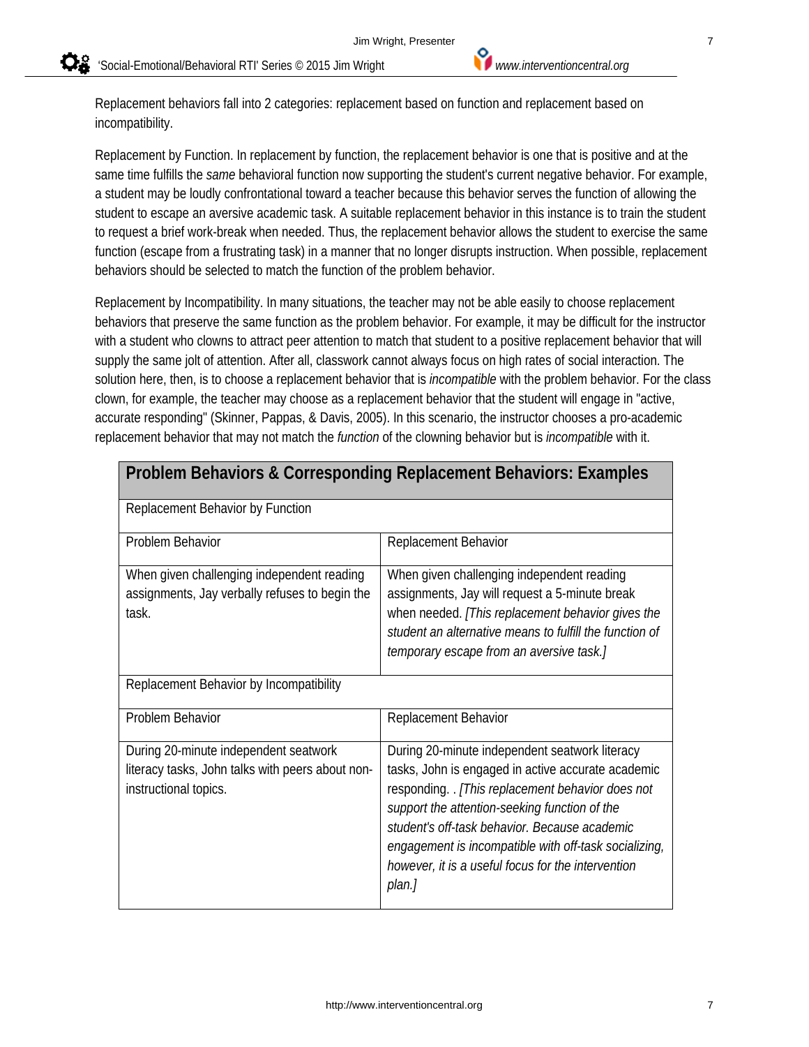Replacement behaviors fall into 2 categories: replacement based on function and replacement based on incompatibility.

Replacement by Function. In replacement by function, the replacement behavior is one that is positive and at the same time fulfills the *same* behavioral function now supporting the student's current negative behavior. For example, a student may be loudly confrontational toward a teacher because this behavior serves the function of allowing the student to escape an aversive academic task. A suitable replacement behavior in this instance is to train the student to request a brief work-break when needed. Thus, the replacement behavior allows the student to exercise the same function (escape from a frustrating task) in a manner that no longer disrupts instruction. When possible, replacement behaviors should be selected to match the function of the problem behavior.

Replacement by Incompatibility. In many situations, the teacher may not be able easily to choose replacement behaviors that preserve the same function as the problem behavior. For example, it may be difficult for the instructor with a student who clowns to attract peer attention to match that student to a positive replacement behavior that will supply the same jolt of attention. After all, classwork cannot always focus on high rates of social interaction. The solution here, then, is to choose a replacement behavior that is *incompatible* with the problem behavior. For the class clown, for example, the teacher may choose as a replacement behavior that the student will engage in "active, accurate responding" (Skinner, Pappas, & Davis, 2005). In this scenario, the instructor chooses a pro-academic replacement behavior that may not match the *function* of the clowning behavior but is *incompatible* with it.

| **Problem Behaviors & Corresponding Replacement Behaviors: Examples** | |
|---|---|
| Replacement Behavior by Function | |
| Problem Behavior | Replacement Behavior |
| When given challenging independent reading assignments, Jay verbally refuses to begin the task. | When given challenging independent reading assignments, Jay will request a 5-minute break when needed. *[This replacement behavior gives the student an alternative means to fulfill the function of temporary escape from an aversive task.]* |
| Replacement Behavior by Incompatibility | |
| Problem Behavior | Replacement Behavior |
| During 20-minute independent seatwork literacy tasks, John talks with peers about non-instructional topics. | During 20-minute independent seatwork literacy tasks, John is engaged in active accurate academic responding. . *[This replacement behavior does not support the attention-seeking function of the student's off-task behavior. Because academic engagement is incompatible with off-task socializing, however, it is a useful focus for the intervention plan.]* |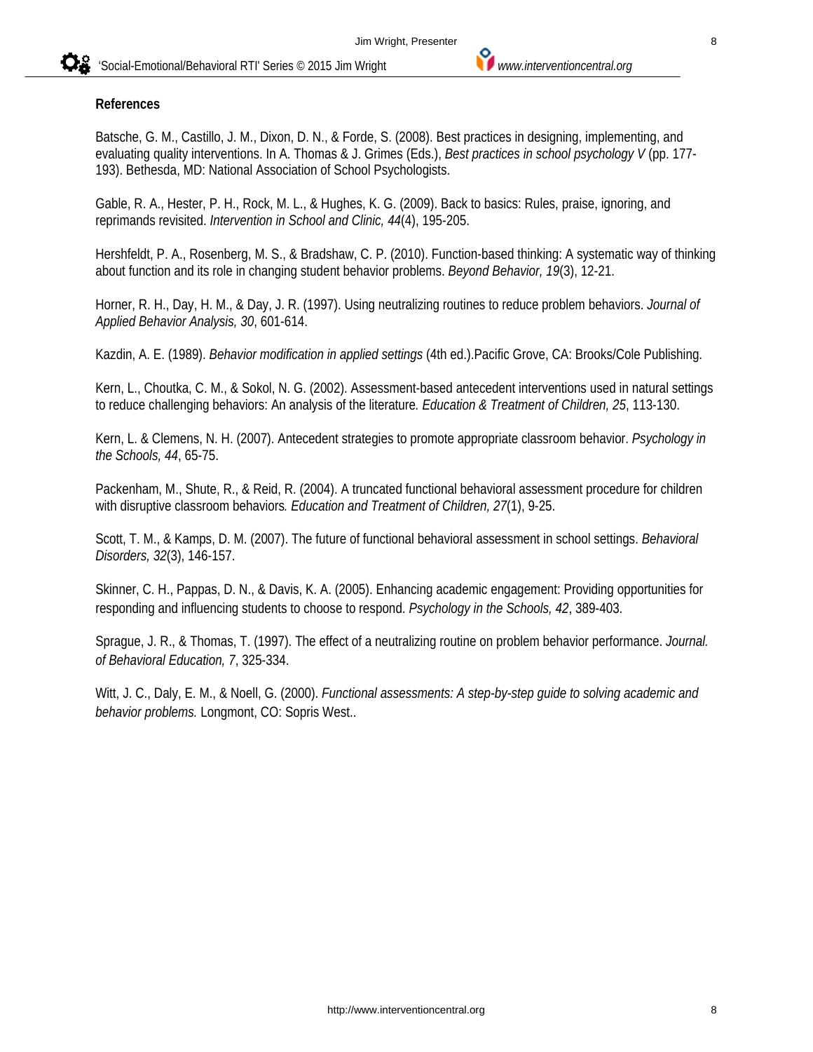**References**

Batsche, G. M., Castillo, J. M., Dixon, D. N., & Forde, S. (2008). Best practices in designing, implementing, and evaluating quality interventions. In A. Thomas & J. Grimes (Eds.), *Best practices in school psychology V* (pp. 177-193). Bethesda, MD: National Association of School Psychologists.

Gable, R. A., Hester, P. H., Rock, M. L., & Hughes, K. G. (2009). Back to basics: Rules, praise, ignoring, and reprimands revisited. *Intervention in School and Clinic, 44*(4), 195-205.

Hershfeldt, P. A., Rosenberg, M. S., & Bradshaw, C. P. (2010). Function-based thinking: A systematic way of thinking about function and its role in changing student behavior problems. *Beyond Behavior, 19*(3), 12-21.

Horner, R. H., Day, H. M., & Day, J. R. (1997). Using neutralizing routines to reduce problem behaviors. *Journal of Applied Behavior Analysis, 30*, 601-614.

Kazdin, A. E. (1989). *Behavior modification in applied settings* (4th ed.).Pacific Grove, CA: Brooks/Cole Publishing.

Kern, L., Choutka, C. M., & Sokol, N. G. (2002). Assessment-based antecedent interventions used in natural settings to reduce challenging behaviors: An analysis of the literature. *Education & Treatment of Children, 25*, 113-130.

Kern, L. & Clemens, N. H. (2007). Antecedent strategies to promote appropriate classroom behavior. *Psychology in the Schools, 44*, 65-75.

Packenham, M., Shute, R., & Reid, R. (2004). A truncated functional behavioral assessment procedure for children with disruptive classroom behaviors. *Education and Treatment of Children, 27*(1), 9-25.

Scott, T. M., & Kamps, D. M. (2007). The future of functional behavioral assessment in school settings. *Behavioral Disorders, 32*(3), 146-157.

Skinner, C. H., Pappas, D. N., & Davis, K. A. (2005). Enhancing academic engagement: Providing opportunities for responding and influencing students to choose to respond. *Psychology in the Schools, 42*, 389-403.

Sprague, J. R., & Thomas, T. (1997). The effect of a neutralizing routine on problem behavior performance. *Journal. of Behavioral Education, 7*, 325-334.

Witt, J. C., Daly, E. M., & Noell, G. (2000). *Functional assessments: A step-by-step guide to solving academic and behavior problems.* Longmont, CO: Sopris West..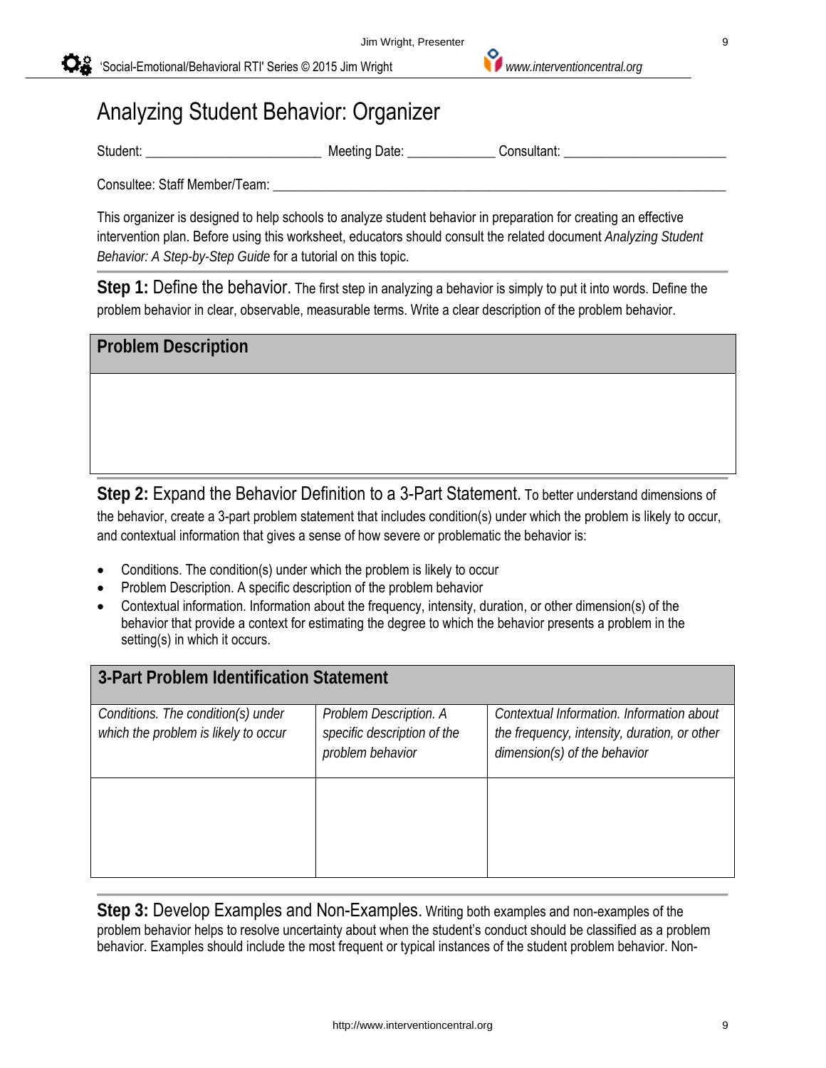# Analyzing Student Behavior: Organizer

Student: __________________________ Meeting Date: _____________ Consultant: ________________________

Consultee: Staff Member/Team: _________________________________________________________________

This organizer is designed to help schools to analyze student behavior in preparation for creating an effective intervention plan. Before using this worksheet, educators should consult the related document *Analyzing Student Behavior: A Step-by-Step Guide* for a tutorial on this topic.

**Step 1:** Define the behavior. The first step in analyzing a behavior is simply to put it into words. Define the problem behavior in clear, observable, measurable terms. Write a clear description of the problem behavior.

| **Problem Description** |
|---|
| |

**Step 2:** Expand the Behavior Definition to a 3-Part Statement. To better understand dimensions of the behavior, create a 3-part problem statement that includes condition(s) under which the problem is likely to occur, and contextual information that gives a sense of how severe or problematic the behavior is:

- Conditions. The condition(s) under which the problem is likely to occur
- Problem Description. A specific description of the problem behavior
- Contextual information. Information about the frequency, intensity, duration, or other dimension(s) of the behavior that provide a context for estimating the degree to which the behavior presents a problem in the setting(s) in which it occurs.

| **3-Part Problem Identification Statement** | | |
|---|---|---|
| *Conditions. The condition(s) under which the problem is likely to occur* | *Problem Description. A specific description of the problem behavior* | *Contextual Information. Information about the frequency, intensity, duration, or other dimension(s) of the behavior* |
| | | |

**Step 3:** Develop Examples and Non-Examples. Writing both examples and non-examples of the problem behavior helps to resolve uncertainty about when the student's conduct should be classified as a problem behavior. Examples should include the most frequent or typical instances of the student problem behavior. Non-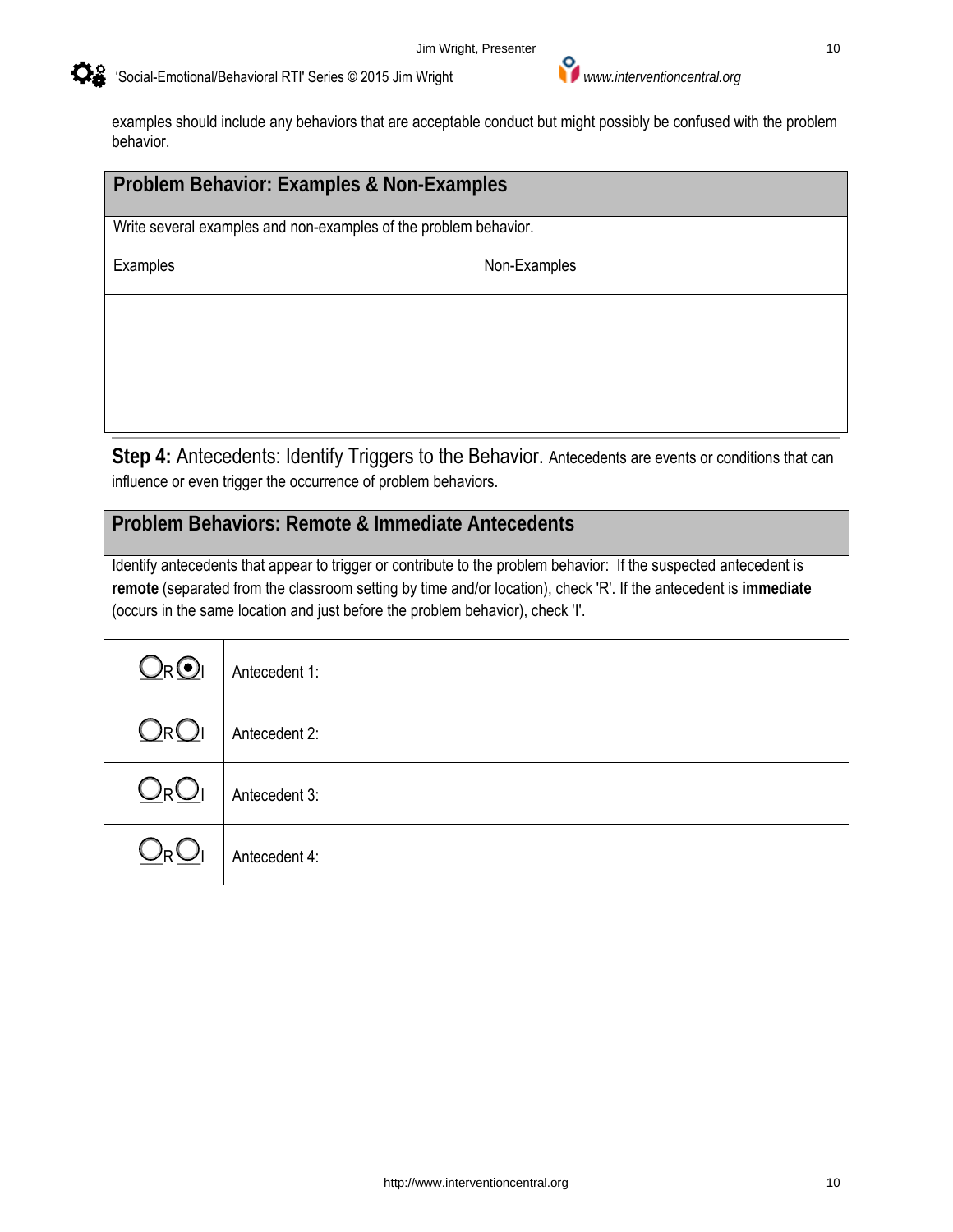examples should include any behaviors that are acceptable conduct but might possibly be confused with the problem behavior.

| **Problem Behavior: Examples & Non-Examples** | |
|---|---|
| Write several examples and non-examples of the problem behavior. | |
| Examples | Non-Examples |
| | |

**Step 4:** Antecedents: Identify Triggers to the Behavior. Antecedents are events or conditions that can influence or even trigger the occurrence of problem behaviors.

| **Problem Behaviors: Remote & Immediate Antecedents** | |
|---|---|
| Identify antecedents that appear to trigger or contribute to the problem behavior: If the suspected antecedent is **remote** (separated from the classroom setting by time and/or location), check 'R'. If the antecedent is **immediate** (occurs in the same location and just before the problem behavior), check 'I'. | |
| ○ R ◉ I | Antecedent 1: |
| ○ R ○ I | Antecedent 2: |
| ○ R ○ I | Antecedent 3: |
| ○ R ○ I | Antecedent 4: |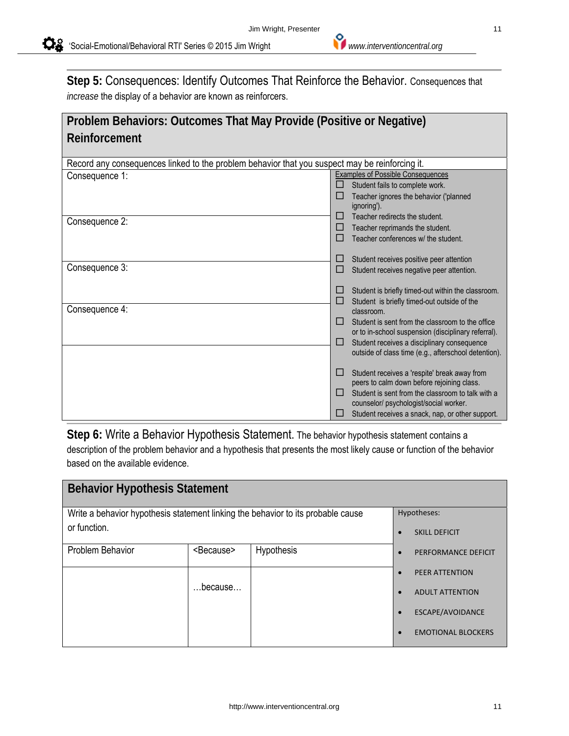**Step 5:** Consequences: Identify Outcomes That Reinforce the Behavior. Consequences that *increase* the display of a behavior are known as reinforcers.

| **Problem Behaviors: Outcomes That May Provide (Positive or Negative) Reinforcement** | |
|---|---|
| Record any consequences linked to the problem behavior that you suspect may be reinforcing it. | |
| Consequence 1: | Examples of Possible Consequences<br>☐ Student fails to complete work.<br>☐ Teacher ignores the behavior ('planned ignoring').<br>☐ Teacher redirects the student.<br>☐ Teacher reprimands the student.<br>☐ Teacher conferences w/ the student.<br><br>☐ Student receives positive peer attention<br>☐ Student receives negative peer attention.<br><br>☐ Student is briefly timed-out within the classroom.<br>☐ Student is briefly timed-out outside of the classroom.<br>☐ Student is sent from the classroom to the office or to in-school suspension (disciplinary referral).<br>☐ Student receives a disciplinary consequence outside of class time (e.g., afterschool detention).<br><br>☐ Student receives a 'respite' break away from peers to calm down before rejoining class.<br>☐ Student is sent from the classroom to talk with a counselor/ psychologist/social worker.<br>☐ Student receives a snack, nap, or other support. |
| Consequence 2: | |
| Consequence 3: | |
| Consequence 4: | |
| | |

**Step 6:** Write a Behavior Hypothesis Statement. The behavior hypothesis statement contains a description of the problem behavior and a hypothesis that presents the most likely cause or function of the behavior based on the available evidence.

| **Behavior Hypothesis Statement** | | | |
|---|---|---|---|
| Write a behavior hypothesis statement linking the behavior to its probable cause or function. | | | Hypotheses:<br>• SKILL DEFICIT<br>• PERFORMANCE DEFICIT<br>• PEER ATTENTION<br>• ADULT ATTENTION<br>• ESCAPE/AVOIDANCE<br>• EMOTIONAL BLOCKERS |
| Problem Behavior | <Because> | Hypothesis | |
| | …because… | | |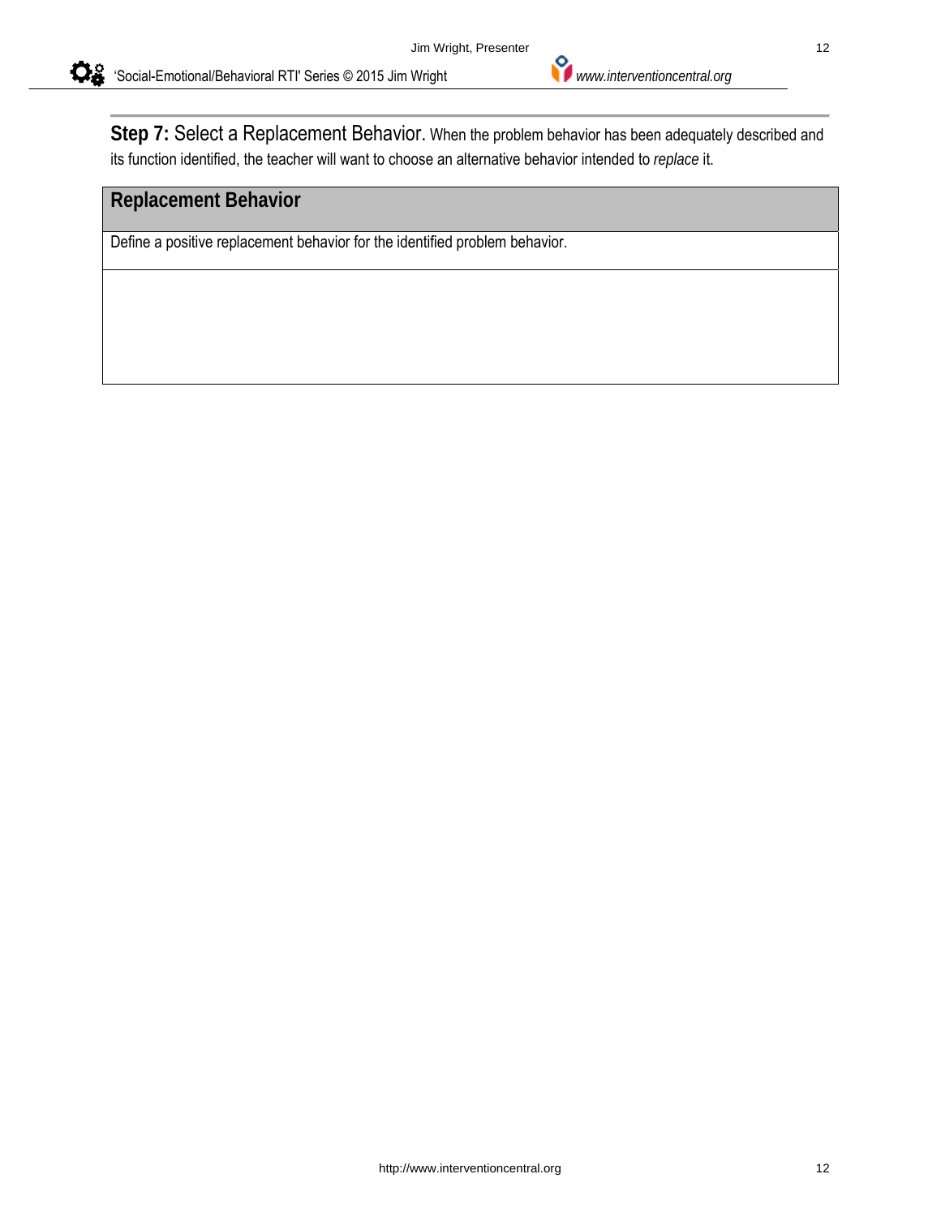**Step 7:** Select a Replacement Behavior. When the problem behavior has been adequately described and its function identified, the teacher will want to choose an alternative behavior intended to *replace* it.

| Replacement Behavior |
|---|
| Define a positive replacement behavior for the identified problem behavior. |
| |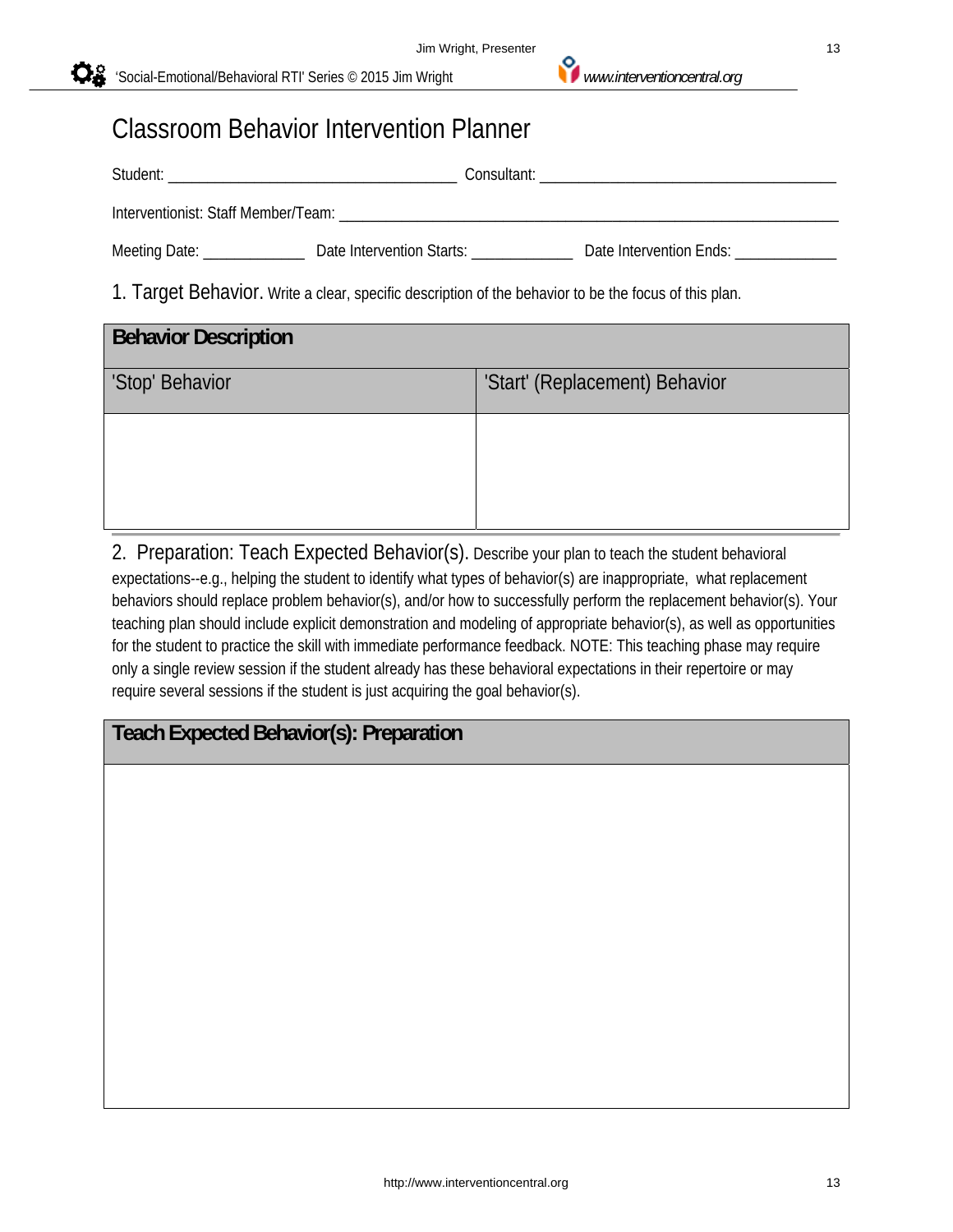# Classroom Behavior Intervention Planner

Student: ______________________________ Consultant: ______________________________

Interventionist: Staff Member/Team: ______________________________________________________

Meeting Date: ____________ Date Intervention Starts: ____________ Date Intervention Ends: ____________

## 1. Target Behavior.

Write a clear, specific description of the behavior to be the focus of this plan.

| **Behavior Description** | |
|---|---|
| 'Stop' Behavior | 'Start' (Replacement) Behavior |
| | |

## 2. Preparation: Teach Expected Behavior(s).

Describe your plan to teach the student behavioral expectations--e.g., helping the student to identify what types of behavior(s) are inappropriate, what replacement behaviors should replace problem behavior(s), and/or how to successfully perform the replacement behavior(s). Your teaching plan should include explicit demonstration and modeling of appropriate behavior(s), as well as opportunities for the student to practice the skill with immediate performance feedback. NOTE: This teaching phase may require only a single review session if the student already has these behavioral expectations in their repertoire or may require several sessions if the student is just acquiring the goal behavior(s).

| **Teach Expected Behavior(s): Preparation** |
|---|
| |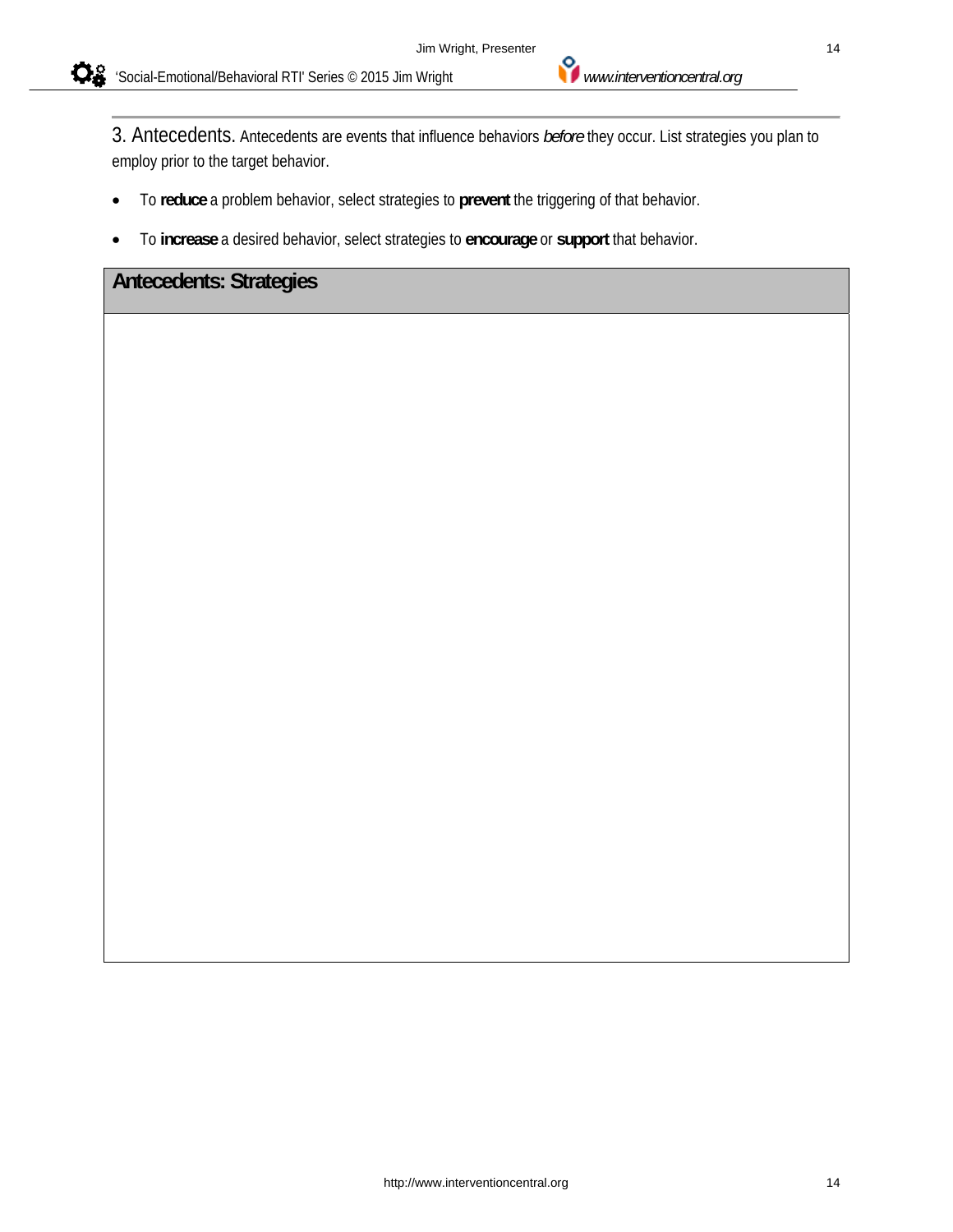3. Antecedents. Antecedents are events that influence behaviors *before* they occur. List strategies you plan to employ prior to the target behavior.

- To **reduce** a problem behavior, select strategies to **prevent** the triggering of that behavior.
- To **increase** a desired behavior, select strategies to **encourage** or **support** that behavior.

| **Antecedents: Strategies** |
| --- |
| |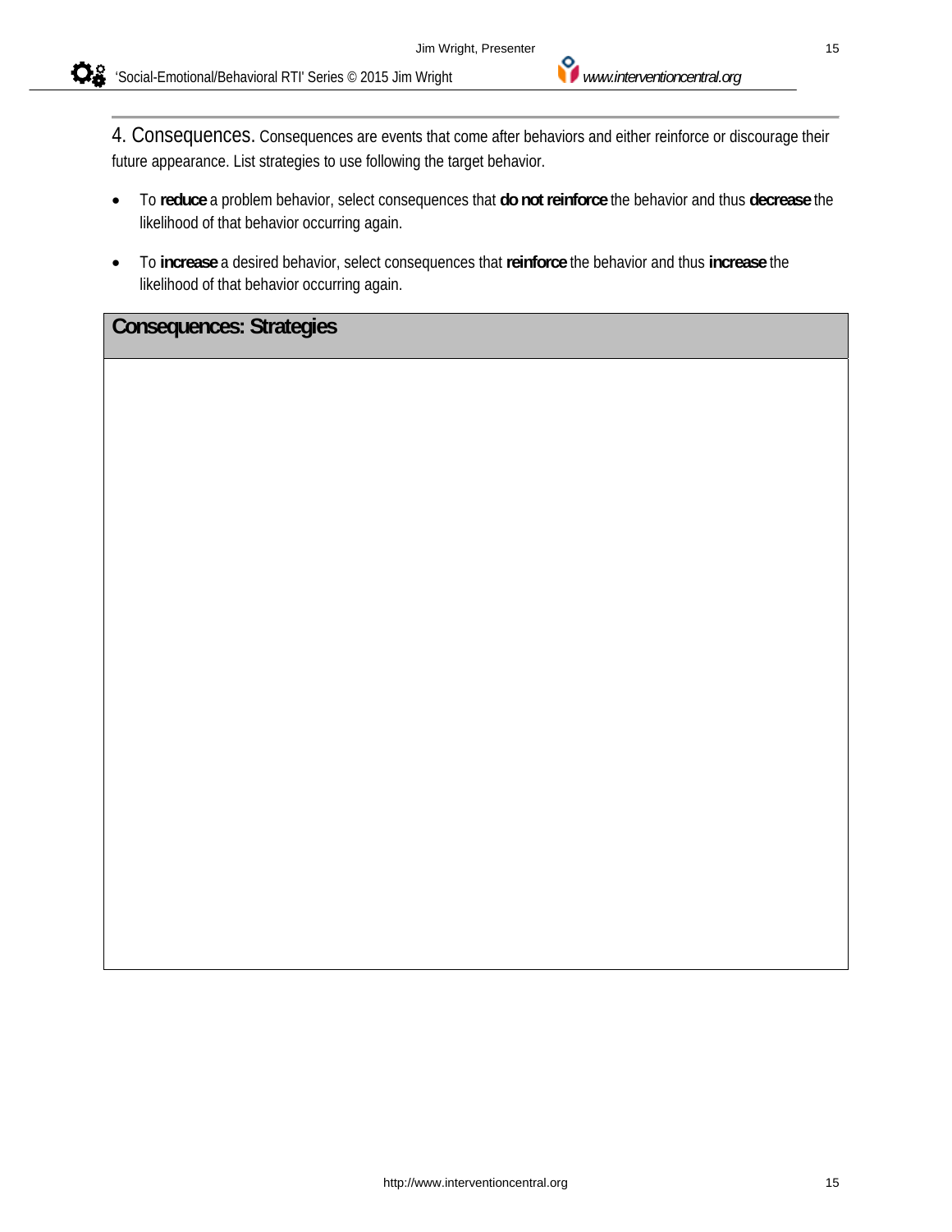4. Consequences. Consequences are events that come after behaviors and either reinforce or discourage their future appearance. List strategies to use following the target behavior.

- To **reduce** a problem behavior, select consequences that **do not reinforce** the behavior and thus **decrease** the likelihood of that behavior occurring again.
- To **increase** a desired behavior, select consequences that **reinforce** the behavior and thus **increase** the likelihood of that behavior occurring again.

| Consequences: Strategies |
| --- |
| |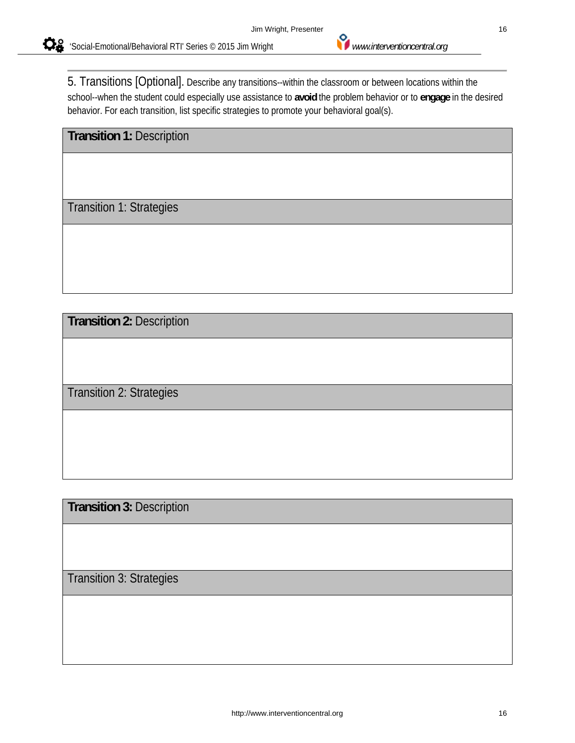5. Transitions [Optional]. Describe any transitions--within the classroom or between locations within the school--when the student could especially use assistance to **avoid** the problem behavior or to **engage** in the desired behavior. For each transition, list specific strategies to promote your behavioral goal(s).

| **Transition 1:** Description |
| --- |
| |
| Transition 1: Strategies |
| |

| **Transition 2:** Description |
| --- |
| |
| Transition 2: Strategies |
| |

| **Transition 3:** Description |
| --- |
| |
| Transition 3: Strategies |
| |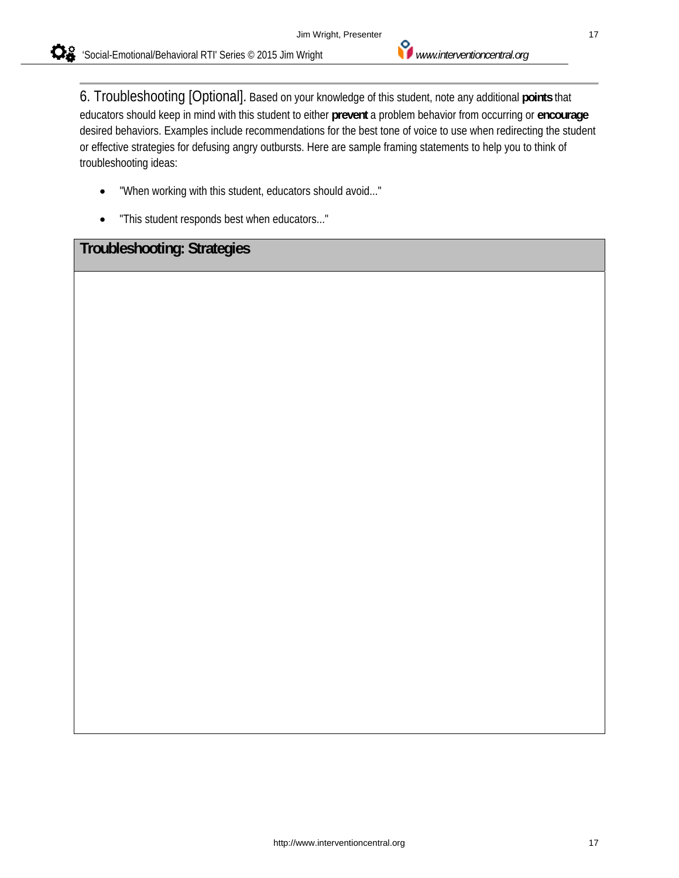6. Troubleshooting [Optional]. Based on your knowledge of this student, note any additional **points** that educators should keep in mind with this student to either **prevent** a problem behavior from occurring or **encourage** desired behaviors. Examples include recommendations for the best tone of voice to use when redirecting the student or effective strategies for defusing angry outbursts. Here are sample framing statements to help you to think of troubleshooting ideas:

- "When working with this student, educators should avoid..."
- "This student responds best when educators..."

| Troubleshooting: Strategies |
| --- |
| |